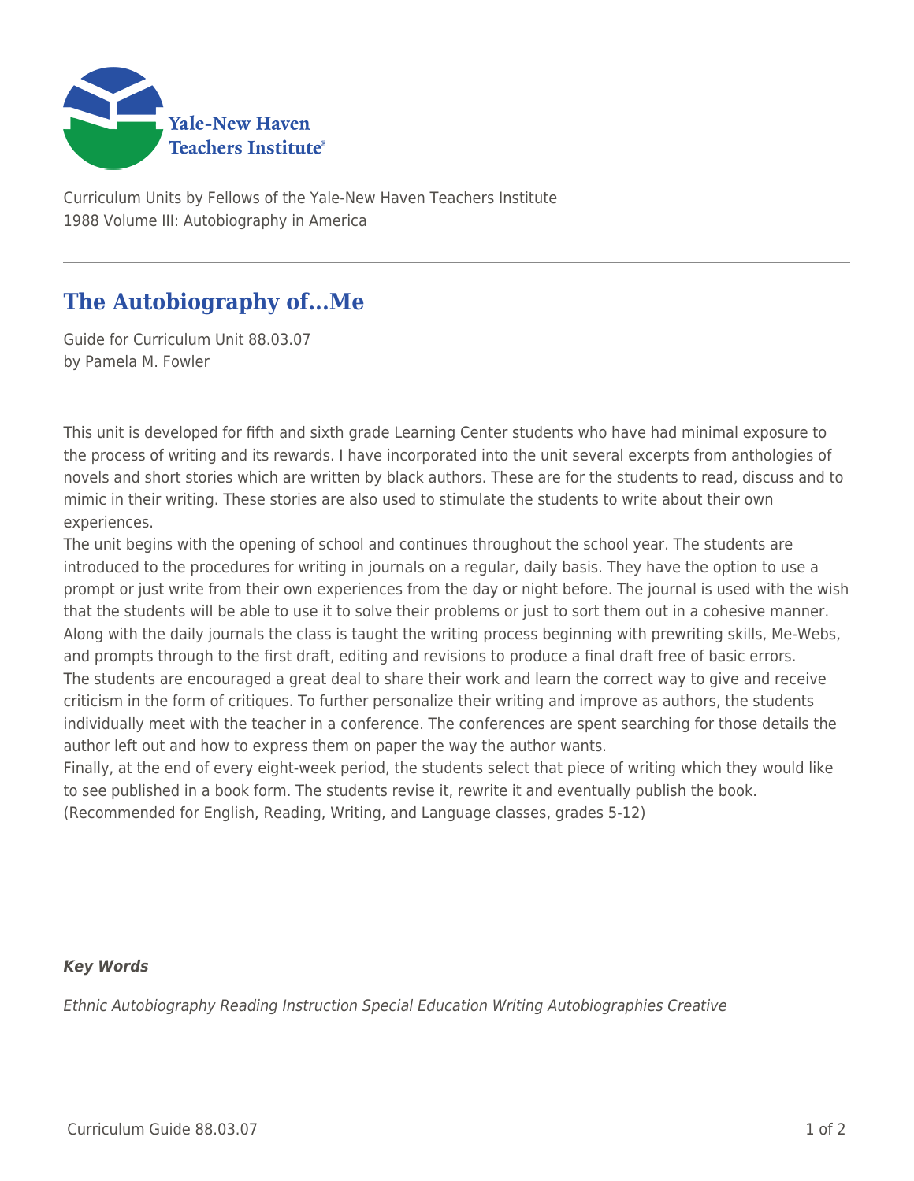Curriculum Units by Fellows of the Yale-New Haven Teachers Institute
1988 Volume III: Autobiography in America

# The Autobiography of...Me

Guide for Curriculum Unit 88.03.07
by Pamela M. Fowler

This unit is developed for fifth and sixth grade Learning Center students who have had minimal exposure to the process of writing and its rewards. I have incorporated into the unit several excerpts from anthologies of novels and short stories which are written by black authors. These are for the students to read, discuss and to mimic in their writing. These stories are also used to stimulate the students to write about their own experiences.

The unit begins with the opening of school and continues throughout the school year. The students are introduced to the procedures for writing in journals on a regular, daily basis. They have the option to use a prompt or just write from their own experiences from the day or night before. The journal is used with the wish that the students will be able to use it to solve their problems or just to sort them out in a cohesive manner. Along with the daily journals the class is taught the writing process beginning with prewriting skills, Me-Webs, and prompts through to the first draft, editing and revisions to produce a final draft free of basic errors.

The students are encouraged a great deal to share their work and learn the correct way to give and receive criticism in the form of critiques. To further personalize their writing and improve as authors, the students individually meet with the teacher in a conference. The conferences are spent searching for those details the author left out and how to express them on paper the way the author wants.

Finally, at the end of every eight-week period, the students select that piece of writing which they would like to see published in a book form. The students revise it, rewrite it and eventually publish the book.

(Recommended for English, Reading, Writing, and Language classes, grades 5-12)

***Key Words***

*Ethnic Autobiography Reading Instruction Special Education Writing Autobiographies Creative*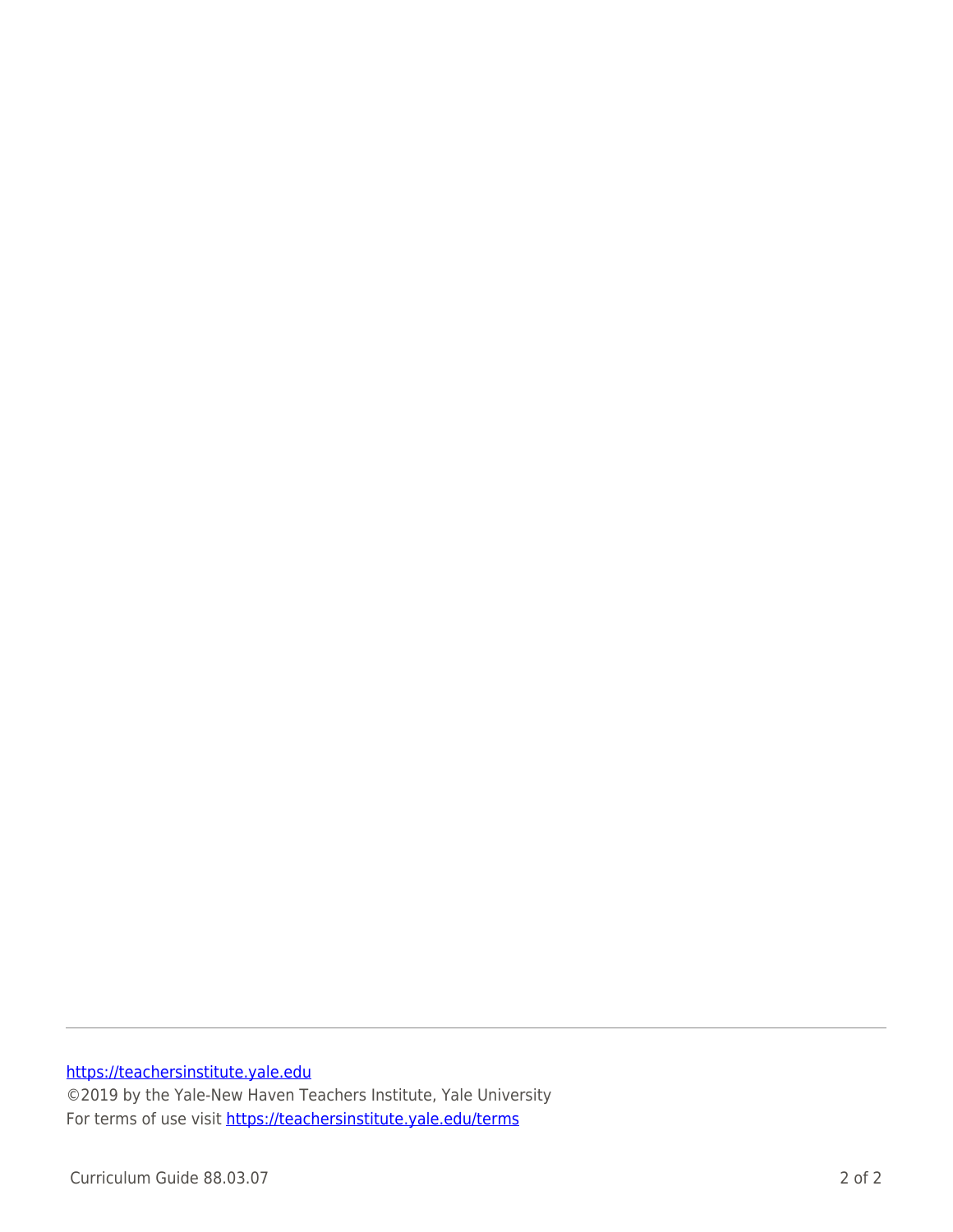https://teachersinstitute.yale.edu
©2019 by the Yale-New Haven Teachers Institute, Yale University
For terms of use visit https://teachersinstitute.yale.edu/terms